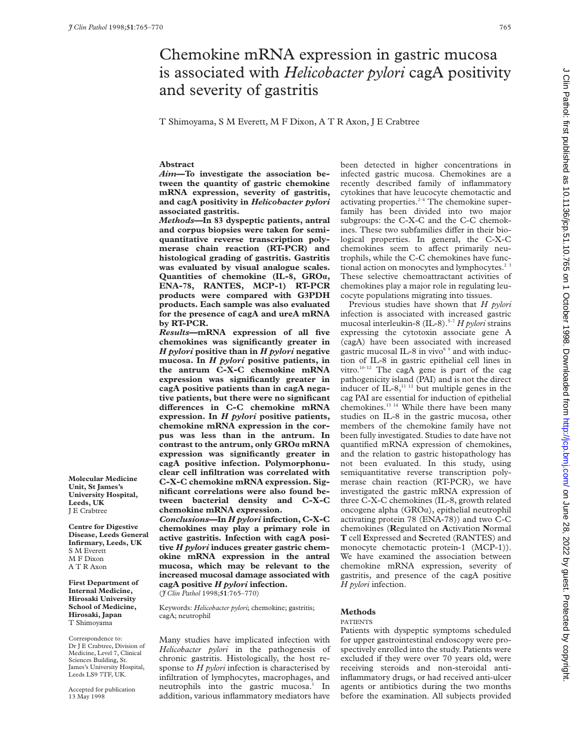# Chemokine mRNA expression in gastric mucosa is associated with *Helicobacter pylori* cagA positivity and severity of gastritis

T Shimoyama, S M Everett, M F Dixon, A T R Axon, J E Crabtree

## Abstract

***Aim*—To investigate the association between the quantity of gastric chemokine mRNA expression, severity of gastritis, and cagA positivity in *Helicobacter pylori* associated gastritis.**

***Methods*—In 83 dyspeptic patients, antral and corpus biopsies were taken for semiquantitative reverse transcription polymerase chain reaction (RT-PCR) and histological grading of gastritis. Gastritis was evaluated by visual analogue scales. Quantities of chemokine (IL-8, GROα, ENA-78, RANTES, MCP-1) RT-PCR products were compared with G3PDH products. Each sample was also evaluated for the presence of cagA and ureA mRNA by RT-PCR.**

***Results*—mRNA expression of all five chemokines was significantly greater in *H pylori* positive than in *H pylori* negative mucosa. In *H pylori* positive patients, in the antrum C-X-C chemokine mRNA expression was significantly greater in cagA positive patients than in cagA negative patients, but there were no significant differences in C-C chemokine mRNA expression. In *H pylori* positive patients, chemokine mRNA expression in the corpus was less than in the antrum. In contrast to the antrum, only GROα mRNA expression was significantly greater in cagA positive infection. Polymorphonuclear cell infiltration was correlated with C-X-C chemokine mRNA expression. Significant correlations were also found between bacterial density and C-X-C chemokine mRNA expression.**

***Conclusions*—In *H pylori* infection, C-X-C chemokines may play a primary role in active gastritis. Infection with cagA positive *H pylori* induces greater gastric chemokine mRNA expression in the antral mucosa, which may be relevant to the increased mucosal damage associated with cagA positive *H pylori* infection.**

(*J Clin Pathol* 1998;**51**:765–770)

Keywords: *Helicobacter pylori*; chemokine; gastritis; cagA; neutrophil

Molecular Medicine Unit, St James's University Hospital, Leeds, UK
J E Crabtree

Centre for Digestive Disease, Leeds General Infirmary, Leeds, UK
S M Everett
M F Dixon
A T R Axon

First Department of Internal Medicine, Hirosaki University School of Medicine, Hirosaki, Japan
T Shimoyama

Correspondence to: Dr J E Crabtree, Division of Medicine, Level 7, Clinical Sciences Building, St. James's University Hospital, Leeds LS9 7TF, UK.

Accepted for publication 13 May 1998

Many studies have implicated infection with *Helicobacter pylori* in the pathogenesis of chronic gastritis. Histologically, the host response to *H pylori* infection is characterised by infiltration of lymphocytes, macrophages, and neutrophils into the gastric mucosa.[1] In addition, various inflammatory mediators have been detected in higher concentrations in infected gastric mucosa. Chemokines are a recently described family of inflammatory cytokines that have leucocyte chemotactic and activating properties.[2–4] The chemokine superfamily has been divided into two major subgroups: the C-X-C and the C-C chemokines. These two subfamilies differ in their biological properties. In general, the C-X-C chemokines seem to affect primarily neutrophils, while the C-C chemokines have functional action on monocytes and lymphocytes.[2,3] These selective chemoattractant activities of chemokines play a major role in regulating leucocyte populations migrating into tissues.

Previous studies have shown that *H pylori* infection is associated with increased gastric mucosal interleukin-8 (IL-8).[5–7] *H pylori* strains expressing the cytotoxin associate gene A (cagA) have been associated with increased gastric mucosal IL-8 in vivo[8,9] and with induction of IL-8 in gastric epithelial cell lines in vitro.[10–12] The cagA gene is part of the cag pathogenicity island (PAI) and is not the direct inducer of IL-8,[11,12] but multiple genes in the cag PAI are essential for induction of epithelial chemokines.[13,14] While there have been many studies on IL-8 in the gastric mucosa, other members of the chemokine family have not been fully investigated. Studies to date have not quantified mRNA expression of chemokines, and the relation to gastric histopathology has not been evaluated. In this study, using semiquantitative reverse transcription polymerase chain reaction (RT-PCR), we have investigated the gastric mRNA expression of three C-X-C chemokines (IL-8, growth related oncogene alpha (GROα), epithelial neutrophil activating protein 78 (ENA-78)) and two C-C chemokines (**R**egulated on **A**ctivation **N**ormal **T** cell **E**xpressed and **S**ecreted (RANTES) and monocyte chemotactic protein-1 (MCP-1)). We have examined the association between chemokine mRNA expression, severity of gastritis, and presence of the cagA positive *H pylori* infection.

## Methods

PATIENTS

Patients with dyspeptic symptoms scheduled for upper gastrointestinal endoscopy were prospectively enrolled into the study. Patients were excluded if they were over 70 years old, were receiving steroids and non-steroidal anti-inflammatory drugs, or had received anti-ulcer agents or antibiotics during the two months before the examination. All subjects provided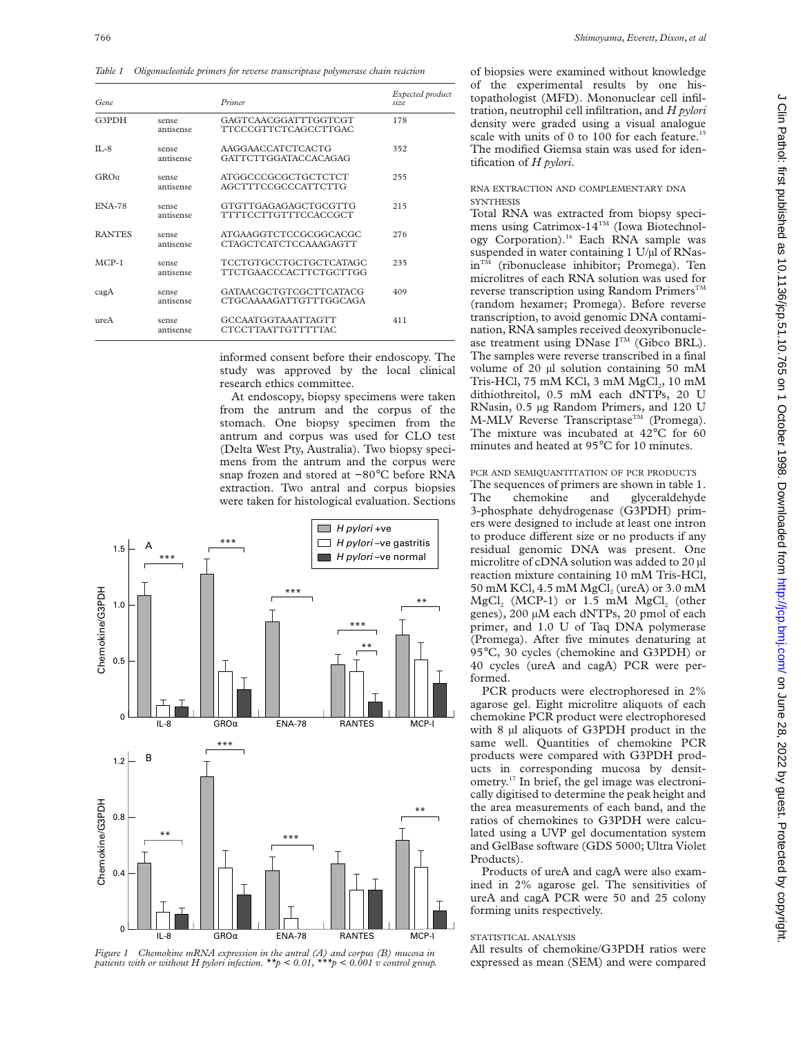*Table 1 Oligonucleotide primers for reverse transcriptase polymerase chain reaction*

| Gene | | Primer | Expected product size |
|---|---|---|---|
| G3PDH | sense | GAGTCAACGGATTTGGTCGT | 178 |
| | antisense | TTCCCGTTCTCAGCCTTGAC | |
| IL-8 | sense | AAGGAACCATCTCACTG | 352 |
| | antisense | GATTCTTGGATACCACAGAG | |
| GROα | sense | ATGGCCCGCGCTGCTCTCT | 255 |
| | antisense | AGCTTTCCGCCCATTCTTG | |
| ENA-78 | sense | GTGTTGAGAGAGCTGCGTTG | 215 |
| | antisense | TTTTCCTTGTTTCCACCGCT | |
| RANTES | sense | ATGAAGGTCTCCGCGGCACGC | 276 |
| | antisense | CTAGCTCATCTCCAAAGAGTT | |
| MCP-1 | sense | TCCTGTGCCTGCTGCTCATAGC | 235 |
| | antisense | TTCTGAACCCACTTCTGCTTGG | |
| cagA | sense | GATAACGCTGTCGCTTCATACG | 409 |
| | antisense | CTGCAAAAGATTGTTTGGCAGA | |
| ureA | sense | GCCAATGGTAAATTAGTT | 411 |
| | antisense | CTCCTTAATTGTTTTTAC | |

informed consent before their endoscopy. The study was approved by the local clinical research ethics committee.

At endoscopy, biopsy specimens were taken from the antrum and the corpus of the stomach. One biopsy specimen from the antrum and corpus was used for CLO test (Delta West Pty, Australia). Two biopsy specimens from the antrum and the corpus were snap frozen and stored at −80°C before RNA extraction. Two antral and corpus biopsies were taken for histological evaluation. Sections of biopsies were examined without knowledge of the experimental results by one histopathologist (MFD). Mononuclear cell infiltration, neutrophil cell infiltration, and *H pylori* density were graded using a visual analogue scale with units of 0 to 100 for each feature.[15] The modified Giemsa stain was used for identification of *H pylori*.

A
B
Chemokine/G3PDH
IL-8
GROα
ENA-78
RANTES
MCP-I
*H pylori* +ve
*H pylori* –ve gastritis
*H pylori* –ve normal
\*\*\*
\*\*

*Figure 1 Chemokine mRNA expression in the antral (A) and corpus (B) mucosa in patients with or without H pylori infection. \*\*p < 0.01, \*\*\*p < 0.001 v control group.*

### RNA EXTRACTION AND COMPLEMENTARY DNA SYNTHESIS

Total RNA was extracted from biopsy specimens using Catrimox-14™ (Iowa Biotechnology Corporation).[16] Each RNA sample was suspended in water containing 1 U/μl of RNasin™ (ribonuclease inhibitor; Promega). Ten microlitres of each RNA solution was used for reverse transcription using Random Primers™ (random hexamer; Promega). Before reverse transcription, to avoid genomic DNA contamination, RNA samples received deoxyribonuclease treatment using DNase I™ (Gibco BRL). The samples were reverse transcribed in a final volume of 20 μl solution containing 50 mM Tris-HCl, 75 mM KCl, 3 mM $MgCl_2$, 10 mM dithiothreitol, 0.5 mM each dNTPs, 20 U RNasin, 0.5 μg Random Primers, and 120 U M-MLV Reverse Transcriptase™ (Promega). The mixture was incubated at 42°C for 60 minutes and heated at 95°C for 10 minutes.

### PCR AND SEMIQUANTITATION OF PCR PRODUCTS

The sequences of primers are shown in table 1. The chemokine and glyceraldehyde 3-phosphate dehydrogenase (G3PDH) primers were designed to include at least one intron to produce different size or no products if any residual genomic DNA was present. One microlitre of cDNA solution was added to 20 μl reaction mixture containing 10 mM Tris-HCl, 50 mM KCl, 4.5 mM $MgCl_2$ (ureA) or 3.0 mM $MgCl_2$ (MCP-1) or 1.5 mM $MgCl_2$ (other genes), 200 μM each dNTPs, 20 pmol of each primer, and 1.0 U of Taq DNA polymerase (Promega). After five minutes denaturing at 95°C, 30 cycles (chemokine and G3PDH) or 40 cycles (ureA and cagA) PCR were performed.

PCR products were electrophoresed in 2% agarose gel. Eight microlitre aliquots of each chemokine PCR product were electrophoresed with 8 μl aliquots of G3PDH product in the same well. Quantities of chemokine PCR products were compared with G3PDH products in corresponding mucosa by densitometry.[17] In brief, the gel image was electronically digitised to determine the peak height and the area measurements of each band, and the ratios of chemokines to G3PDH were calculated using a UVP gel documentation system and GelBase software (GDS 5000; Ultra Violet Products).

Products of ureA and cagA were also examined in 2% agarose gel. The sensitivities of ureA and cagA PCR were 50 and 25 colony forming units respectively.

### STATISTICAL ANALYSIS

All results of chemokine/G3PDH ratios were expressed as mean (SEM) and were compared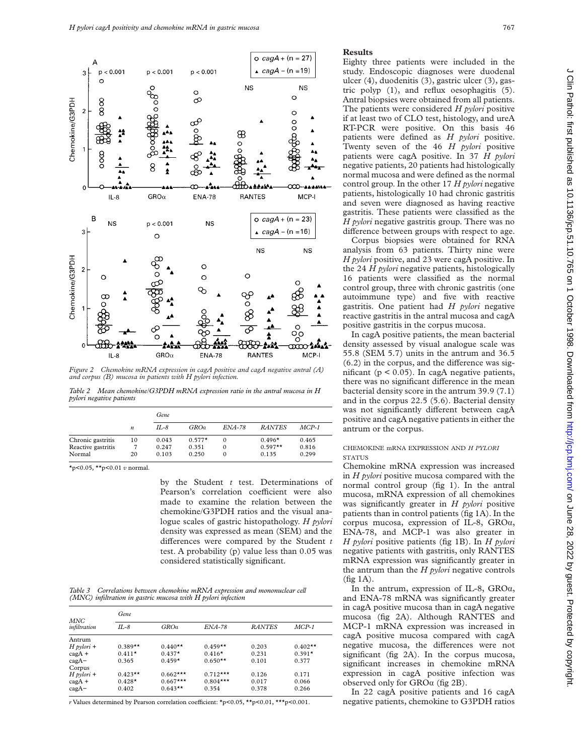A

3

p < 0.001 p < 0.001 p < 0.001 NS NS

○ cagA + (n = 27)

▲ cagA – (n = 19)

Chemokine/G3PDH

2

1

0

IL-8 GROα ENA-78 RANTES MCP-I

B

NS p < 0.001 NS NS NS

○ cagA + (n = 23)

▲ cagA – (n = 16)

3

Chemokine/G3PDH

2

1

0

IL-8 GROα ENA-78 RANTES MCP-I

*Figure 2 Chemokine mRNA expression in cagA positive and cagA negative antral (A) and corpus (B) mucosa in patients with H pylori infection.*

*Table 2 Mean chemokine/G3PDH mRNA expression ratio in the antral mucosa in H pylori negative patients*

| | | Gene | | | | |
|---|---|---|---|---|---|---|
| | *n* | *IL-8* | *GROα* | *ENA-78* | *RANTES* | *MCP-1* |
| Chronic gastritis | 10 | 0.043 | 0.577* | 0 | 0.496* | 0.465 |
| Reactive gastritis | 7 | 0.247 | 0.351 | 0 | 0.597** | 0.816 |
| Normal | 20 | 0.103 | 0.250 | 0 | 0.135 | 0.299 |

*p<0.05, **p<0.01 *v* normal.

by the Student *t* test. Determinations of Pearson's correlation coefficient were also made to examine the relation between the chemokine/G3PDH ratios and the visual analogue scales of gastric histopathology. *H pylori* density was expressed as mean (SEM) and the differences were compared by the Student *t* test. A probability (p) value less than 0.05 was considered statistically significant.

*Table 3 Correlations between chemokine mRNA expression and mononuclear cell (MNC) infiltration in gastric mucosa with H pylori infection*

| | Gene | | | | |
|---|---|---|---|---|---|
| *MNC infiltration* | *IL-8* | *GROα* | *ENA-78* | *RANTES* | *MCP-1* |
| Antrum | | | | | |
| *H pylori* + | 0.389** | 0.440** | 0.459** | 0.203 | 0.402** |
| cagA + | 0.411* | 0.437* | 0.416* | 0.231 | 0.391* |
| cagA− | 0.365 | 0.459* | 0.650** | 0.101 | 0.377 |
| Corpus | | | | | |
| *H pylori* + | 0.423** | 0.662*** | 0.712*** | 0.126 | 0.171 |
| cagA + | 0.428* | 0.667*** | 0.804*** | 0.017 | 0.066 |
| cagA− | 0.402 | 0.643** | 0.354 | 0.378 | 0.266 |

*r* Values determined by Pearson correlation coefficient: *p<0.05, **p<0.01, ***p<0.001.

## Results

Eighty three patients were included in the study. Endoscopic diagnoses were duodenal ulcer (4), duodenitis (3), gastric ulcer (3), gastric polyp (1), and reflux oesophagitis (5). Antral biopsies were obtained from all patients. The patients were considered *H pylori* positive if at least two of CLO test, histology, and ureA RT-PCR were positive. On this basis 46 patients were defined as *H pylori* positive. Twenty seven of the 46 *H pylori* positive patients were cagA positive. In 37 *H pylori* negative patients, 20 patients had histologically normal mucosa and were defined as the normal control group. In the other 17 *H pylori* negative patients, histologically 10 had chronic gastritis and seven were diagnosed as having reactive gastritis. These patients were classified as the *H pylori* negative gastritis group. There was no difference between groups with respect to age.

Corpus biopsies were obtained for RNA analysis from 63 patients. Thirty nine were *H pylori* positive, and 23 were cagA positive. In the 24 *H pylori* negative patients, histologically 16 patients were classified as the normal control group, three with chronic gastritis (one autoimmune type) and five with reactive gastritis. One patient had *H pylori* negative reactive gastritis in the antral mucosa and cagA positive gastritis in the corpus mucosa.

In cagA positive patients, the mean bacterial density assessed by visual analogue scale was 55.8 (SEM 5.7) units in the antrum and 36.5 (6.2) in the corpus, and the difference was significant ($p < 0.05$). In cagA negative patients, there was no significant difference in the mean bacterial density score in the antrum 39.9 (7.1) and in the corpus 22.5 (5.6). Bacterial density was not significantly different between cagA positive and cagA negative patients in either the antrum or the corpus.

### CHEMOKINE mRNA EXPRESSION AND *H PYLORI* STATUS

Chemokine mRNA expression was increased in *H pylori* positive mucosa compared with the normal control group (fig 1). In the antral mucosa, mRNA expression of all chemokines was significantly greater in *H pylori* positive patients than in control patients (fig 1A). In the corpus mucosa, expression of IL-8, GROα, ENA-78, and MCP-1 was also greater in *H pylori* positive patients (fig 1B). In *H pylori* negative patients with gastritis, only RANTES mRNA expression was significantly greater in the antrum than the *H pylori* negative controls (fig 1A).

In the antrum, expression of IL-8, GROα, and ENA-78 mRNA was significantly greater in cagA positive mucosa than in cagA negative mucosa (fig 2A). Although RANTES and MCP-1 mRNA expression was increased in cagA positive mucosa compared with cagA negative mucosa, the differences were not significant (fig 2A). In the corpus mucosa, significant increases in chemokine mRNA expression in cagA positive infection was observed only for GROα (fig 2B).

In 22 cagA positive patients and 16 cagA negative patients, chemokine to G3PDH ratios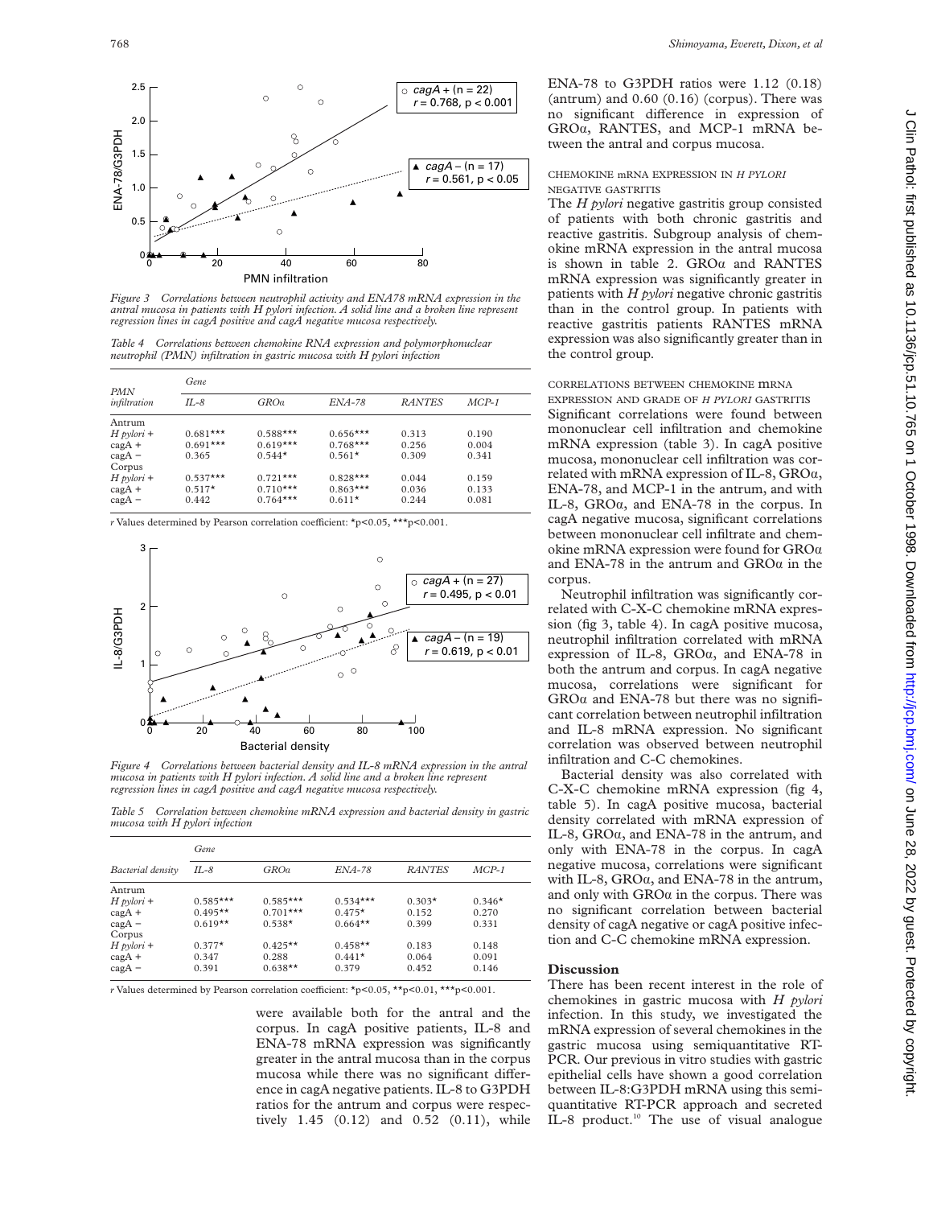2.5
2.0
1.5
1.0
0.5
0
ENA-78/G3PDH
0
20
40
60
80
PMN infiltration
○ *cagA* + (n = 22)
*r* = 0.768, p < 0.001
▲ *cagA* – (n = 17)
*r* = 0.561, p < 0.05

*Figure 3 Correlations between neutrophil activity and ENA78 mRNA expression in the antral mucosa in patients with H pylori infection. A solid line and a broken line represent regression lines in cagA positive and cagA negative mucosa respectively.*

*Table 4 Correlations between chemokine RNA expression and polymorphonuclear neutrophil (PMN) infiltration in gastric mucosa with H pylori infection*

| PMN infiltration | Gene | | | | |
|---|---|---|---|---|---|
| | *IL-8* | *GROα* | *ENA-78* | *RANTES* | *MCP-1* |
| Antrum | | | | | |
| *H pylori* + | 0.681*** | 0.588*** | 0.656*** | 0.313 | 0.190 |
| cagA + | 0.691*** | 0.619*** | 0.768*** | 0.256 | 0.004 |
| cagA – | 0.365 | 0.544* | 0.561* | 0.309 | 0.341 |
| Corpus | | | | | |
| *H pylori* + | 0.537*** | 0.721*** | 0.828*** | 0.044 | 0.159 |
| cagA + | 0.517* | 0.710*** | 0.863*** | 0.036 | 0.133 |
| cagA – | 0.442 | 0.764*** | 0.611* | 0.244 | 0.081 |

*r* Values determined by Pearson correlation coefficient: *p<0.05, ***p<0.001.

3
2
1
0
IL-8/G3PDH
0
20
40
60
80
100
Bacterial density
○ *cagA* + (n = 27)
*r* = 0.495, p < 0.01
▲ *cagA* – (n = 19)
*r* = 0.619, p < 0.01

*Figure 4 Correlations between bacterial density and IL-8 mRNA expression in the antral mucosa in patients with H pylori infection. A solid line and a broken line represent regression lines in cagA positive and cagA negative mucosa respectively.*

*Table 5 Correlation between chemokine mRNA expression and bacterial density in gastric mucosa with H pylori infection*

| Bacterial density | Gene | | | | |
|---|---|---|---|---|---|
| | *IL-8* | *GROα* | *ENA-78* | *RANTES* | *MCP-1* |
| Antrum | | | | | |
| *H pylori* + | 0.585*** | 0.585*** | 0.534*** | 0.303* | 0.346* |
| cagA + | 0.495** | 0.701*** | 0.475* | 0.152 | 0.270 |
| cagA – | 0.619** | 0.538* | 0.664** | 0.399 | 0.331 |
| Corpus | | | | | |
| *H pylori* + | 0.377* | 0.425** | 0.458** | 0.183 | 0.148 |
| cagA + | 0.347 | 0.288 | 0.441* | 0.064 | 0.091 |
| cagA – | 0.391 | 0.638** | 0.379 | 0.452 | 0.146 |

*r* Values determined by Pearson correlation coefficient: *p<0.05, **p<0.01, ***p<0.001.

were available both for the antral and the corpus. In cagA positive patients, IL-8 and ENA-78 mRNA expression was significantly greater in the antral mucosa than in the corpus mucosa while there was no significant difference in cagA negative patients. IL-8 to G3PDH ratios for the antrum and corpus were respectively 1.45 (0.12) and 0.52 (0.11), while ENA-78 to G3PDH ratios were 1.12 (0.18) (antrum) and 0.60 (0.16) (corpus). There was no significant difference in expression of GROα, RANTES, and MCP-1 mRNA between the antral and corpus mucosa.

### CHEMOKINE mRNA EXPRESSION IN *H PYLORI* NEGATIVE GASTRITIS

The *H pylori* negative gastritis group consisted of patients with both chronic gastritis and reactive gastritis. Subgroup analysis of chemokine mRNA expression in the antral mucosa is shown in table 2. GROα and RANTES mRNA expression was significantly greater in patients with *H pylori* negative chronic gastritis than in the control group. In patients with reactive gastritis patients RANTES mRNA expression was also significantly greater than in the control group.

### CORRELATIONS BETWEEN CHEMOKINE mRNA EXPRESSION AND GRADE OF *H PYLORI* GASTRITIS

Significant correlations were found between mononuclear cell infiltration and chemokine mRNA expression (table 3). In cagA positive mucosa, mononuclear cell infiltration was correlated with mRNA expression of IL-8, GROα, ENA-78, and MCP-1 in the antrum, and with IL-8, GROα, and ENA-78 in the corpus. In cagA negative mucosa, significant correlations between mononuclear cell infiltrate and chemokine mRNA expression were found for GROα and ENA-78 in the antrum and GROα in the corpus.

Neutrophil infiltration was significantly correlated with C-X-C chemokine mRNA expression (fig 3, table 4). In cagA positive mucosa, neutrophil infiltration correlated with mRNA expression of IL-8, GROα, and ENA-78 in both the antrum and corpus. In cagA negative mucosa, correlations were significant for GROα and ENA-78 but there was no significant correlation between neutrophil infiltration and IL-8 mRNA expression. No significant correlation was observed between neutrophil infiltration and C-C chemokines.

Bacterial density was also correlated with C-X-C chemokine mRNA expression (fig 4, table 5). In cagA positive mucosa, bacterial density correlated with mRNA expression of IL-8, GROα, and ENA-78 in the antrum, and only with ENA-78 in the corpus. In cagA negative mucosa, correlations were significant with IL-8, GROα, and ENA-78 in the antrum, and only with GROα in the corpus. There was no significant correlation between bacterial density of cagA negative or cagA positive infection and C-C chemokine mRNA expression.

## Discussion

There has been recent interest in the role of chemokines in gastric mucosa with *H pylori* infection. In this study, we investigated the mRNA expression of several chemokines in the gastric mucosa using semiquantitative RT-PCR. Our previous in vitro studies with gastric epithelial cells have shown a good correlation between IL-8:G3PDH mRNA using this semiquantitative RT-PCR approach and secreted IL-8 product.[10] The use of visual analogue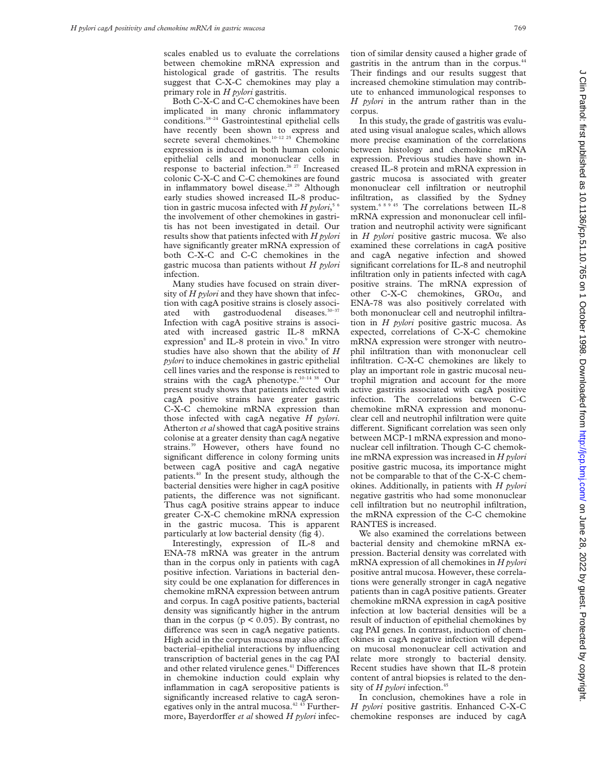scales enabled us to evaluate the correlations between chemokine mRNA expression and histological grade of gastritis. The results suggest that C-X-C chemokines may play a primary role in *H pylori* gastritis.

Both C-X-C and C-C chemokines have been implicated in many chronic inflammatory conditions.[18–24] Gastrointestinal epithelial cells have recently been shown to express and secrete several chemokines.[10–12 25] Chemokine expression is induced in both human colonic epithelial cells and mononuclear cells in response to bacterial infection.[26 27] Increased colonic C-X-C and C-C chemokines are found in inflammatory bowel disease.[28 29] Although early studies showed increased IL-8 production in gastric mucosa infected with *H pylori*,[5 6] the involvement of other chemokines in gastritis has not been investigated in detail. Our results show that patients infected with *H pylori* have significantly greater mRNA expression of both C-X-C and C-C chemokines in the gastric mucosa than patients without *H pylori* infection.

Many studies have focused on strain diversity of *H pylori* and they have shown that infection with cagA positive strains is closely associated with gastroduodenal diseases.[30–37] Infection with cagA positive strains is associated with increased gastric IL-8 mRNA expression[8] and IL-8 protein in vivo.[9] In vitro studies have also shown that the ability of *H pylori* to induce chemokines in gastric epithelial cell lines varies and the response is restricted to strains with the cagA phenotype.[10–14 38] Our present study shows that patients infected with cagA positive strains have greater gastric C-X-C chemokine mRNA expression than those infected with cagA negative *H pylori*. Atherton *et al* showed that cagA positive strains colonise at a greater density than cagA negative strains.[39] However, others have found no significant difference in colony forming units between cagA positive and cagA negative patients.[40] In the present study, although the bacterial densities were higher in cagA positive patients, the difference was not significant. Thus cagA positive strains appear to induce greater C-X-C chemokine mRNA expression in the gastric mucosa. This is apparent particularly at low bacterial density (fig 4).

Interestingly, expression of IL-8 and ENA-78 mRNA was greater in the antrum than in the corpus only in patients with cagA positive infection. Variations in bacterial density could be one explanation for differences in chemokine mRNA expression between antrum and corpus. In cagA positive patients, bacterial density was significantly higher in the antrum than in the corpus ($p < 0.05$). By contrast, no difference was seen in cagA negative patients. High acid in the corpus mucosa may also affect bacterial–epithelial interactions by influencing transcription of bacterial genes in the cag PAI and other related virulence genes.[41] Differences in chemokine induction could explain why inflammation in cagA seropositive patients is significantly increased relative to cagA seronegatives only in the antral mucosa.[42 43] Furthermore, Bayerdorffer *et al* showed *H pylori* infection of similar density caused a higher grade of gastritis in the antrum than in the corpus.[44] Their findings and our results suggest that increased chemokine stimulation may contribute to enhanced immunological responses to *H pylori* in the antrum rather than in the corpus.

In this study, the grade of gastritis was evaluated using visual analogue scales, which allows more precise examination of the correlations between histology and chemokine mRNA expression. Previous studies have shown increased IL-8 protein and mRNA expression in gastric mucosa is associated with greater mononuclear cell infiltration or neutrophil infiltration, as classified by the Sydney system.[6 8 9 45] The correlations between IL-8 mRNA expression and mononuclear cell infiltration and neutrophil activity were significant in *H pylori* positive gastric mucosa. We also examined these correlations in cagA positive and cagA negative infection and showed significant correlations for IL-8 and neutrophil infiltration only in patients infected with cagA positive strains. The mRNA expression of other C-X-C chemokines, GROα, and ENA-78 was also positively correlated with both mononuclear cell and neutrophil infiltration in *H pylori* positive gastric mucosa. As expected, correlations of C-X-C chemokine mRNA expression were stronger with neutrophil infiltration than with mononuclear cell infiltration. C-X-C chemokines are likely to play an important role in gastric mucosal neutrophil migration and account for the more active gastritis associated with cagA positive infection. The correlations between C-C chemokine mRNA expression and mononuclear cell and neutrophil infiltration were quite different. Significant correlation was seen only between MCP-1 mRNA expression and mononuclear cell infiltration. Though C-C chemokine mRNA expression was increased in *H pylori* positive gastric mucosa, its importance might not be comparable to that of the C-X-C chemokines. Additionally, in patients with *H pylori* negative gastritis who had some mononuclear cell infiltration but no neutrophil infiltration, the mRNA expression of the C-C chemokine RANTES is increased.

We also examined the correlations between bacterial density and chemokine mRNA expression. Bacterial density was correlated with mRNA expression of all chemokines in *H pylori* positive antral mucosa. However, these correlations were generally stronger in cagA negative patients than in cagA positive patients. Greater chemokine mRNA expression in cagA positive infection at low bacterial densities will be a result of induction of epithelial chemokines by cag PAI genes. In contrast, induction of chemokines in cagA negative infection will depend on mucosal mononuclear cell activation and relate more strongly to bacterial density. Recent studies have shown that IL-8 protein content of antral biopsies is related to the density of *H pylori* infection.[45]

In conclusion, chemokines have a role in *H pylori* positive gastritis. Enhanced C-X-C chemokine responses are induced by cagA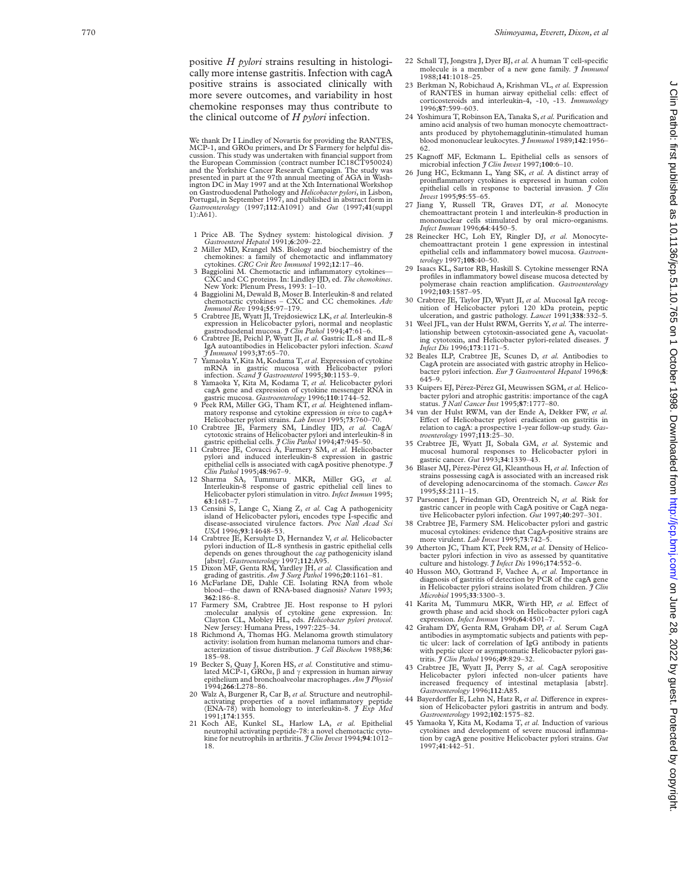positive *H pylori* strains resulting in histologically more intense gastritis. Infection with cagA positive strains is associated clinically with more severe outcomes, and variability in host chemokine responses may thus contribute to the clinical outcome of *H pylori* infection.

We thank Dr I Lindley of Novartis for providing the RANTES, MCP-1, and GROα primers, and Dr S Farmery for helpful discussion. This study was undertaken with financial support from the European Commission (contract number IC18CT950024) and the Yorkshire Cancer Research Campaign. The study was presented in part at the 97th annual meeting of AGA in Washington DC in May 1997 and at the Xth International Workshop on Gastroduodenal Pathology and *Helicobacter pylori*, in Lisbon, Portugal, in September 1997, and published in abstract form in *Gastroenterology* (1997;**112**:A1091) and *Gut* (1997;**41**(suppl 1):A61).

1. Price AB. The Sydney system: histological division. *J Gastroenterol Hepatol* 1991;**6**:209–22.
2. Miller MD, Krangel MS. Biology and biochemistry of the chemokines: a family of chemotactic and inflammatory cytokines. *CRC Crit Rev Immunol* 1992;**12**:17–46.
3. Baggiolini M. Chemotactic and inflammatory cytokines—CXC and CC proteins. In: Lindley IJD, ed. *The chemokines*. New York: Plenum Press, 1993: 1–10.
4. Baggiolini M, Dewald B, Moser B. Interleukin-8 and related chemotactic cytokines – CXC and CC chemokines. *Adv Immunol Rev* 1994;**55**:97–179.
5. Crabtree JE, Wyatt JI, Trejdosiewicz LK, *et al.* Interleukin-8 expression in Helicobacter pylori, normal and neoplastic gastroduodenal mucosa. *J Clin Pathol* 1994;**47**:61–6.
6. Crabtree JE, Peichl P, Wyatt JI, *et al.* Gastric IL-8 and IL-8 IgA autoantibodies in Helicobacter pylori infection. *Scand J Immunol* 1993;**37**:65–70.
7. Yamaoka Y, Kita M, Kodama T, *et al.* Expression of cytokine mRNA in gastric mucosa with Helicobacter pylori infection. *Scand J Gastroenterol* 1995;**30**:1153–9.
8. Yamaoka Y, Kita M, Kodama T, *et al.* Helicobacter pylori cagA gene and expression of cytokine messenger RNA in gastric mucosa. *Gastroenterology* 1996;**110**:1744–52.
9. Peek RM, Miller GG, Tham KT, *et al.* Heightened inflammatory response and cytokine expression *in vivo* to cagA+ Helicobacter pylori strains. *Lab Invest* 1995;**73**:760–70.
10. Crabtree JE, Farmery SM, Lindley IJD, *et al.* CagA/cytotoxic strains of Helicobacter pylori and interleukin-8 in gastric epithelial cells. *J Clin Pathol* 1994;**47**:945–50.
11. Crabtree JE, Covacci A, Farmery SM, *et al.* Helicobacter pylori and induced interleukin-8 expression in gastric epithelial cells is associated with cagA positive phenotype. *J Clin Pathol* 1995;**48**:967–9.
12. Sharma SA, Tummuru MKR, Miller GG, *et al.* Interleukin-8 response of gastric epithelial cell lines to Helicobacter pylori stimulation in vitro. *Infect Immun* 1995; **63**:1681–7.
13. Censini S, Lange C, Xiang Z, *et al.* Cag A pathogenicity island of Helicobacter pylori, encodes type I-specific and disease-associated virulence factors. *Proc Natl Acad Sci USA* 1996;**93**:14648–53.
14. Crabtree JE, Kersulyte D, Hernandez V, *et al.* Helicobacter pylori induction of IL-8 synthesis in gastric epithelial cells depends on genes throughout the *cag* pathogenicity island [abstr]. *Gastroenterology* 1997;**112**:A95.
15. Dixon MF, Genta RM, Yardley JH, *et al.* Classification and grading of gastritis. *Am J Surg Pathol* 1996;**20**:1161–81.
16. McFarlane DE, Dahle CE. Isolating RNA from whole blood—the dawn of RNA-based diagnosis? *Nature* 1993; **362**:186–8.
17. Farmery SM, Crabtree JE. Host response to H pylori :molecular analysis of cytokine gene expression. In: Clayton CL, Mobley HL, eds. *Helicobacter pylori protocol*. New Jersey: Humana Press, 1997:225–34.
18. Richmond A, Thomas HG. Melanoma growth stimulatory activity: isolation from human melanoma tumors and characterization of tissue distribution. *J Cell Biochem* 1988;**36**: 185–98.
19. Becker S, Quay J, Koren HS, *et al.* Constitutive and stimulated MCP-1, GROα, β and γ expression in human airway epithelium and bronchoalveolar macrophages. *Am J Physiol* 1994;**266**:L278–86.
20. Walz A, Burgener R, Car B, *et al.* Structure and neutrophil-activating properties of a novel inflammatory peptide (ENA-78) with homology to interleukin-8. *J Exp Med* 1991;**174**:1355.
21. Koch AE, Kunkel SL, Harlow LA, *et al.* Epithelial neutrophil activating peptide-78: a novel chemotactic cytokine for neutrophils in arthritis. *J Clin Invest* 1994;**94**:1012–18.
22. Schall TJ, Jongstra J, Dyer BJ, *et al.* A human T cell-specific molecule is a member of a new gene family. *J Immunol* 1988;**141**:1018–25.
23. Berkman N, Robichaud A, Krishnan VL, *et al.* Expression of RANTES in human airway epithelial cells: effect of corticosteroids and interleukin-4, -10, -13. *Immunology* 1996;**87**:599–603.
24. Yoshimura T, Robinson EA, Tanaka S, *et al.* Purification and amino acid analysis of two human monocyte chemoattractants produced by phytohemagglutinin-stimulated human blood mononuclear leukocytes. *J Immunol* 1989;**142**:1956–62.
25. Kagnoff MF, Eckmann L. Epithelial cells as sensors of microbial infection *J Clin Invest* 1997;**100**:6–10.
26. Jung HC, Eckmann L, Yang SK, *et al.* A distinct array of proinflammatory cytokines is expressed in human colon epithelial cells in response to bacterial invasion. *J Clin Invest* 1995;**95**:55–65.
27. Jiang Y, Russell TR, Graves DT, *et al.* Monocyte chemoattractant protein 1 and interleukin-8 production in mononuclear cells stimulated by oral micro-organisms. *Infect Immun* 1996;**64**:4450–5.
28. Reinecker HC, Loh EY, Ringler DJ, *et al.* Monocyte-chemoattractant protein 1 gene expression in intestinal epithelial cells and inflammatory bowel mucosa. *Gastroenterology* 1997;**108**:40–50.
29. Isaacs KL, Sartor RB, Haskill S. Cytokine messenger RNA profiles in inflammatory bowel disease mucosa detected by polymerase chain reaction amplification. *Gastroenterology* 1992;**103**:1587–95.
30. Crabtree JE, Taylor JD, Wyatt JI, *et al.* Mucosal IgA recognition of Helicobacter pylori 120 kDa protein, peptic ulceration, and gastric pathology. *Lancet* 1991;**338**:332–5.
31. Weel JFL, van der Hulst RWM, Gerrits Y, *et al.* The interrelationship between cytotoxin-associated gene A, vacuolating cytotoxin, and Helicobacter pylori-related diseases. *J Infect Dis* 1996;**173**:1171–5.
32. Beales ILP, Crabtree JE, Scunes D, *et al.* Antibodies to CagA protein are associated with gastric atrophy in Helicobacter pylori infection. *Eur J Gastroenterol Hepatol* 1996;**8**: 645–9.
33. Kuipers EJ, Pérez-Pérez GI, Meuwissen SGM, *et al.* Helicobacter pylori and atrophic gastritis: importance of the cagA status. *J Natl Cancer Inst* 1995;**87**:1777–80.
34. van der Hulst RWM, van der Ende A, Dekker FW, *et al.* Effect of Helicobacter pylori eradication on gastritis in relation to cagA: a prospective 1-year follow-up study. *Gastroenterology* 1997;**113**:25–30.
35. Crabtree JE, Wyatt JI, Sobala GM, *et al.* Systemic and mucosal humoral responses to Helicobacter pylori in gastric cancer. *Gut* 1993;**34**:1339–43.
36. Blaser MJ, Pérez-Pérez GI, Kleanthous H, *et al.* Infection of strains possessing cagA is associated with an increased risk of developing adenocarcinoma of the stomach. *Cancer Res* 1995;**55**:2111–15.
37. Parsonnet J, Friedman GD, Orentreich N, *et al.* Risk for gastric cancer in people with CagA positive or CagA negative Helicobacter pylori infection. *Gut* 1997;**40**:297–301.
38. Crabtree JE, Farmery SM. Helicobacter pylori and gastric mucosal cytokines: evidence that CagA-positive strains are more virulent. *Lab Invest* 1995;**73**:742–5.
39. Atherton JC, Tham KT, Peek RM, *et al.* Density of Helicobacter pylori infection in vivo as assessed by quantitative culture and histology. *J Infect Dis* 1996;**174**:552–6.
40. Husson MO, Gottrand F, Vachee A, *et al.* Importance in diagnosis of gastritis of detection by PCR of the cagA gene in Helicobacter pylori strains isolated from children. *J Clin Microbiol* 1995;**33**:3300–3.
41. Karita M, Tummuru MKR, Wirth HP, *et al.* Effect of growth phase and acid shock on Helicobacter pylori cagA expression. *Infect Immun* 1996;**64**:4501–7.
42. Graham DY, Genta RM, Graham DP, *et al.* Serum CagA antibodies in asymptomatic subjects and patients with peptic ulcer: lack of correlation of IgG antibody in patients with peptic ulcer or asymptomatic Helicobacter pylori gastritis. *J Clin Pathol* 1996;**49**:829–32.
43. Crabtree JE, Wyatt JI, Perry S, *et al.* CagA seropositive Helicobacter pylori infected non-ulcer patients have increased frequency of intestinal metaplasia [abstr]. *Gastroenterology* 1996;**112**:A85.
44. Bayerdorffer E, Lehn N, Hatz R, *et al.* Difference in expression of Helicobacter pylori gastritis in antrum and body. *Gastroenterology* 1992;**102**:1575–82.
45. Yamaoka Y, Kita M, Kodama T, *et al.* Induction of various cytokines and development of severe mucosal inflammation by cagA gene positive Helicobacter pylori strains. *Gut* 1997;**41**:442–51.